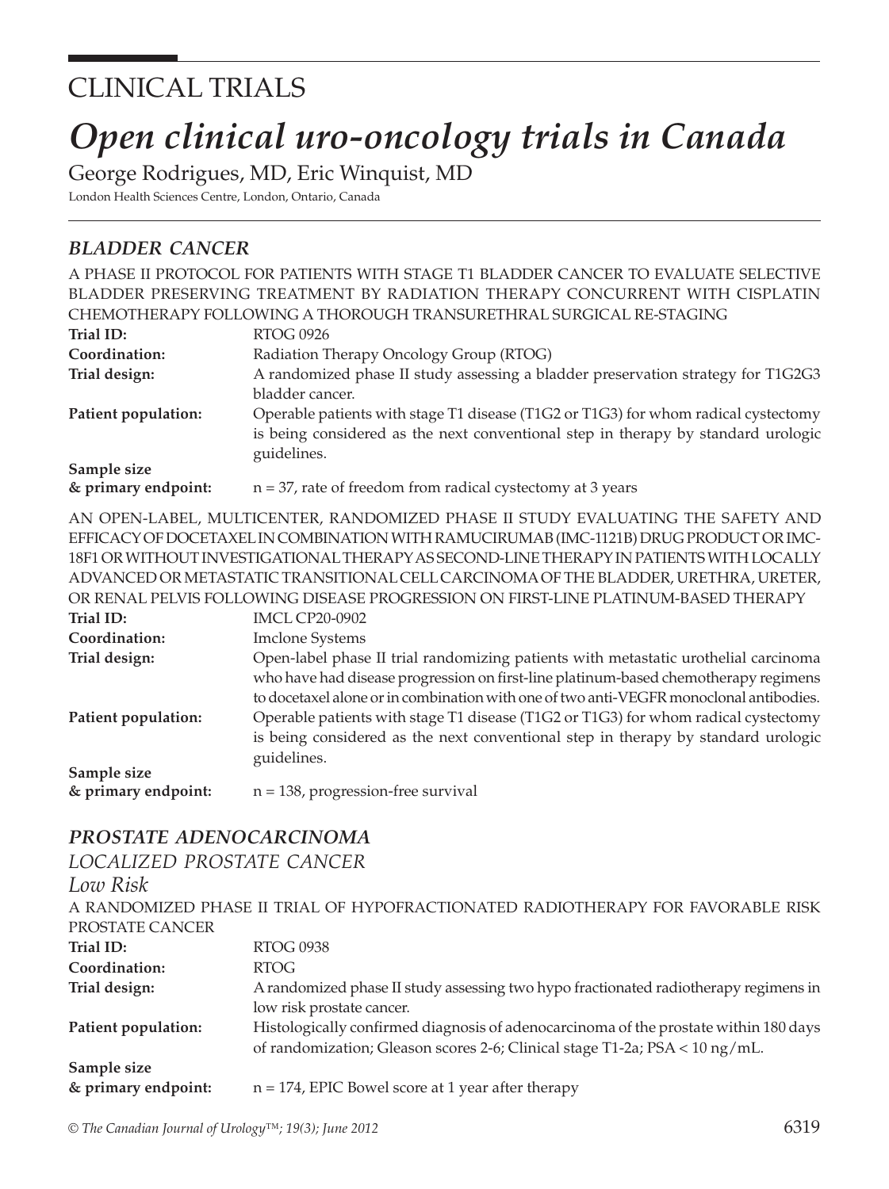# CLINICAL TRIALS

# *Open clinical uro-oncology trials in Canada*

George Rodrigues, MD, Eric Winquist, MD

London Health Sciences Centre, London, Ontario, Canada

## *BLADDER CANCER*

A PHASE II PROTOCOL FOR PATIENTS WITH STAGE T1 BLADDER CANCER TO EVALUATE SELECTIVE BLADDER PRESERVING TREATMENT BY RADIATION THERAPY CONCURRENT WITH CISPLATIN CHEMOTHERAPY FOLLOWING A THOROUGH TRANSURETHRAL SURGICAL RE-STAGING

**Trial ID:** RTOG 0926

**Coordination:** Radiation Therapy Oncology Group (RTOG)

**Trial design:** A randomized phase II study assessing a bladder preservation strategy for T1G2G3 bladder cancer.

**Patient population:** Operable patients with stage T1 disease (T1G2 or T1G3) for whom radical cystectomy is being considered as the next conventional step in therapy by standard urologic guidelines.

**Sample size & primary endpoint:** n = 37, rate of freedom from radical cystectomy at 3 years

AN OPEN-LABEL, MULTICENTER, RANDOMIZED PHASE II STUDY EVALUATING THE SAFETY AND EFFICACY OF DOCETAXEL IN COMBINATION WITH RAMUCIRUMAB (IMC-1121B) DRUG PRODUCT OR IMC-18F1 OR WITHOUT INVESTIGATIONAL THERAPY AS SECOND-LINE THERAPY IN PATIENTS WITH LOCALLY ADVANCED OR METASTATIC TRANSITIONAL CELL CARCINOMA OF THE BLADDER, URETHRA, URETER, OR RENAL PELVIS FOLLOWING DISEASE PROGRESSION ON FIRST-LINE PLATINUM-BASED THERAPY

**Trial ID:** IMCL CP20-0902

**Coordination:** Imclone Systems

**Trial design:** Open-label phase II trial randomizing patients with metastatic urothelial carcinoma who have had disease progression on first-line platinum-based chemotherapy regimens to docetaxel alone or in combination with one of two anti-VEGFR monoclonal antibodies.

**Patient population:** Operable patients with stage T1 disease (T1G2 or T1G3) for whom radical cystectomy is being considered as the next conventional step in therapy by standard urologic guidelines.

**Sample size & primary endpoint:** n = 138, progression-free survival

## *PROSTATE ADENOCARCINOMA*

### *LOCALIZED PROSTATE CANCER*

#### *Low Risk*

A RANDOMIZED PHASE II TRIAL OF HYPOFRACTIONATED RADIOTHERAPY FOR FAVORABLE RISK PROSTATE CANCER

**Trial ID:** RTOG 0938

**Coordination:** RTOG

**Trial design:** A randomized phase II study assessing two hypo fractionated radiotherapy regimens in low risk prostate cancer.

**Patient population:** Histologically confirmed diagnosis of adenocarcinoma of the prostate within 180 days of randomization; Gleason scores 2-6; Clinical stage T1-2a; PSA < 10 ng/mL.

**Sample size & primary endpoint:** n = 174, EPIC Bowel score at 1 year after therapy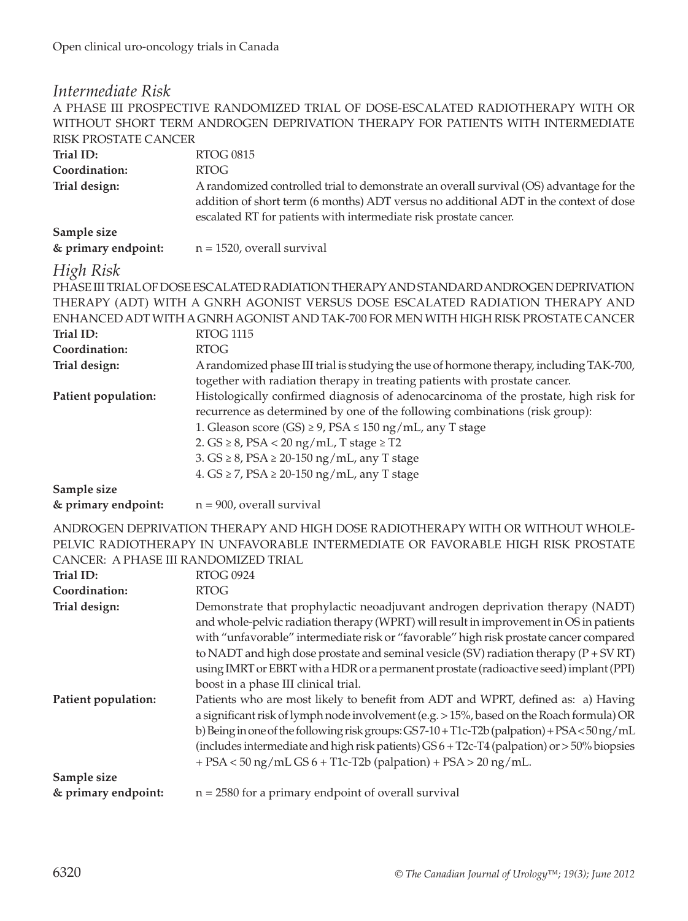## *Intermediate Risk*

A PHASE III PROSPECTIVE RANDOMIZED TRIAL OF DOSE-ESCALATED RADIOTHERAPY WITH OR WITHOUT SHORT TERM ANDROGEN DEPRIVATION THERAPY FOR PATIENTS WITH INTERMEDIATE RISK PROSTATE CANCER

**Trial ID:** RTOG 0815

**Coordination:** RTOG

**Trial design:** A randomized controlled trial to demonstrate an overall survival (OS) advantage for the addition of short term (6 months) ADT versus no additional ADT in the context of dose escalated RT for patients with intermediate risk prostate cancer.

**Sample size & primary endpoint:** n = 1520, overall survival

## *High Risk*

PHASE III TRIAL OF DOSE ESCALATED RADIATION THERAPY AND STANDARD ANDROGEN DEPRIVATION THERAPY (ADT) WITH A GNRH AGONIST VERSUS DOSE ESCALATED RADIATION THERAPY AND ENHANCED ADT WITH A GNRH AGONIST AND TAK-700 FOR MEN WITH HIGH RISK PROSTATE CANCER

**Trial ID:** RTOG 1115

**Coordination:** RTOG

**Trial design:** A randomized phase III trial is studying the use of hormone therapy, including TAK-700, together with radiation therapy in treating patients with prostate cancer.

**Patient population:** Histologically confirmed diagnosis of adenocarcinoma of the prostate, high risk for recurrence as determined by one of the following combinations (risk group):

1. Gleason score (GS) ≥ 9, PSA ≤ 150 ng/mL, any T stage
2. GS ≥ 8, PSA < 20 ng/mL, T stage ≥ T2
3. GS ≥ 8, PSA ≥ 20-150 ng/mL, any T stage
4. GS ≥ 7, PSA ≥ 20-150 ng/mL, any T stage

**Sample size & primary endpoint:** n = 900, overall survival

ANDROGEN DEPRIVATION THERAPY AND HIGH DOSE RADIOTHERAPY WITH OR WITHOUT WHOLE-PELVIC RADIOTHERAPY IN UNFAVORABLE INTERMEDIATE OR FAVORABLE HIGH RISK PROSTATE CANCER: A PHASE III RANDOMIZED TRIAL

**Trial ID:** RTOG 0924

**Coordination:** RTOG

**Trial design:** Demonstrate that prophylactic neoadjuvant androgen deprivation therapy (NADT) and whole-pelvic radiation therapy (WPRT) will result in improvement in OS in patients with "unfavorable" intermediate risk or "favorable" high risk prostate cancer compared to NADT and high dose prostate and seminal vesicle (SV) radiation therapy (P + SV RT) using IMRT or EBRT with a HDR or a permanent prostate (radioactive seed) implant (PPI) boost in a phase III clinical trial.

**Patient population:** Patients who are most likely to benefit from ADT and WPRT, defined as: a) Having a significant risk of lymph node involvement (e.g. > 15%, based on the Roach formula) OR b) Being in one of the following risk groups: GS 7-10 + T1c-T2b (palpation) + PSA < 50 ng/mL (includes intermediate and high risk patients) GS 6 + T2c-T4 (palpation) or > 50% biopsies + PSA < 50 ng/mL GS 6 + T1c-T2b (palpation) + PSA > 20 ng/mL.

**Sample size & primary endpoint:** n = 2580 for a primary endpoint of overall survival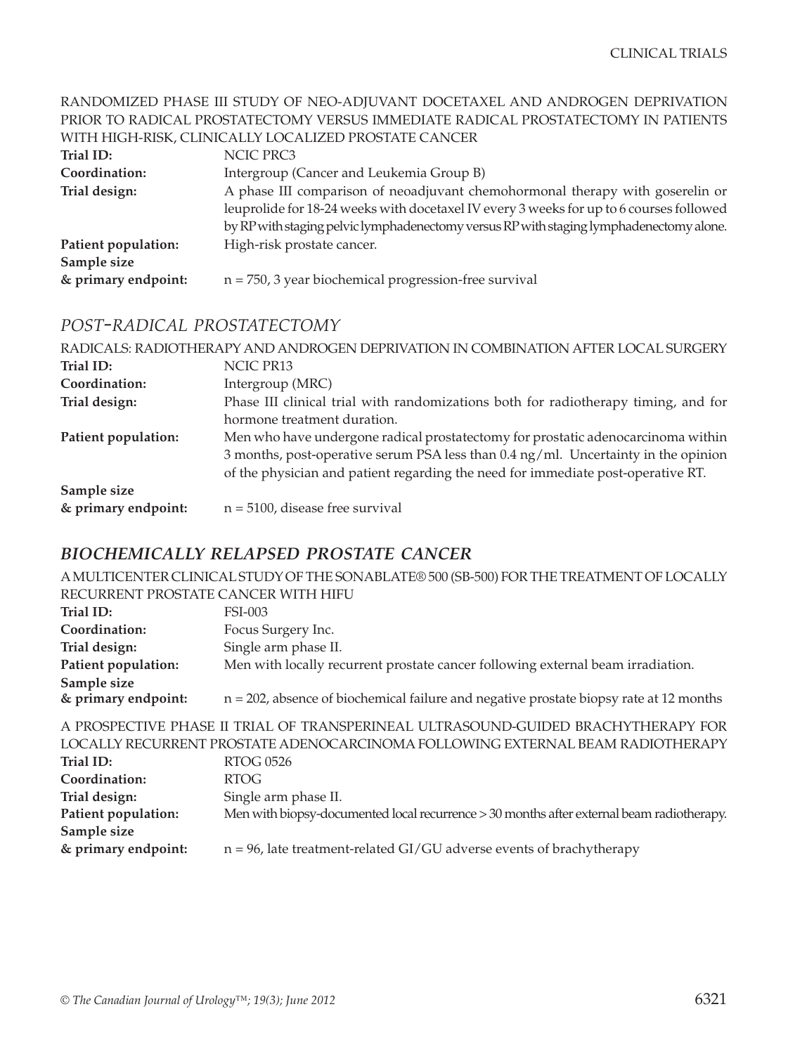RANDOMIZED PHASE III STUDY OF NEO-ADJUVANT DOCETAXEL AND ANDROGEN DEPRIVATION PRIOR TO RADICAL PROSTATECTOMY VERSUS IMMEDIATE RADICAL PROSTATECTOMY IN PATIENTS WITH HIGH-RISK, CLINICALLY LOCALIZED PROSTATE CANCER

**Trial ID:** NCIC PRC3

**Coordination:** Intergroup (Cancer and Leukemia Group B)

**Trial design:** A phase III comparison of neoadjuvant chemohormonal therapy with goserelin or leuprolide for 18-24 weeks with docetaxel IV every 3 weeks for up to 6 courses followed by RP with staging pelvic lymphadenectomy versus RP with staging lymphadenectomy alone.

**Patient population:** High-risk prostate cancer.

**Sample size & primary endpoint:** n = 750, 3 year biochemical progression-free survival

## *POST-RADICAL PROSTATECTOMY*

RADICALS: RADIOTHERAPY AND ANDROGEN DEPRIVATION IN COMBINATION AFTER LOCAL SURGERY

**Trial ID:** NCIC PR13

**Coordination:** Intergroup (MRC)

**Trial design:** Phase III clinical trial with randomizations both for radiotherapy timing, and for hormone treatment duration.

**Patient population:** Men who have undergone radical prostatectomy for prostatic adenocarcinoma within 3 months, post-operative serum PSA less than 0.4 ng/ml. Uncertainty in the opinion of the physician and patient regarding the need for immediate post-operative RT.

**Sample size & primary endpoint:** n = 5100, disease free survival

## ***BIOCHEMICALLY RELAPSED PROSTATE CANCER***

A MULTICENTER CLINICAL STUDY OF THE SONABLATE® 500 (SB-500) FOR THE TREATMENT OF LOCALLY RECURRENT PROSTATE CANCER WITH HIFU

**Trial ID:** FSI-003

**Coordination:** Focus Surgery Inc.

**Trial design:** Single arm phase II.

**Patient population:** Men with locally recurrent prostate cancer following external beam irradiation.

**Sample size & primary endpoint:** n = 202, absence of biochemical failure and negative prostate biopsy rate at 12 months

A PROSPECTIVE PHASE II TRIAL OF TRANSPERINEAL ULTRASOUND-GUIDED BRACHYTHERAPY FOR LOCALLY RECURRENT PROSTATE ADENOCARCINOMA FOLLOWING EXTERNAL BEAM RADIOTHERAPY

**Trial ID:** RTOG 0526

**Coordination:** RTOG

**Trial design:** Single arm phase II.

**Patient population:** Men with biopsy-documented local recurrence > 30 months after external beam radiotherapy.

**Sample size & primary endpoint:** n = 96, late treatment-related GI/GU adverse events of brachytherapy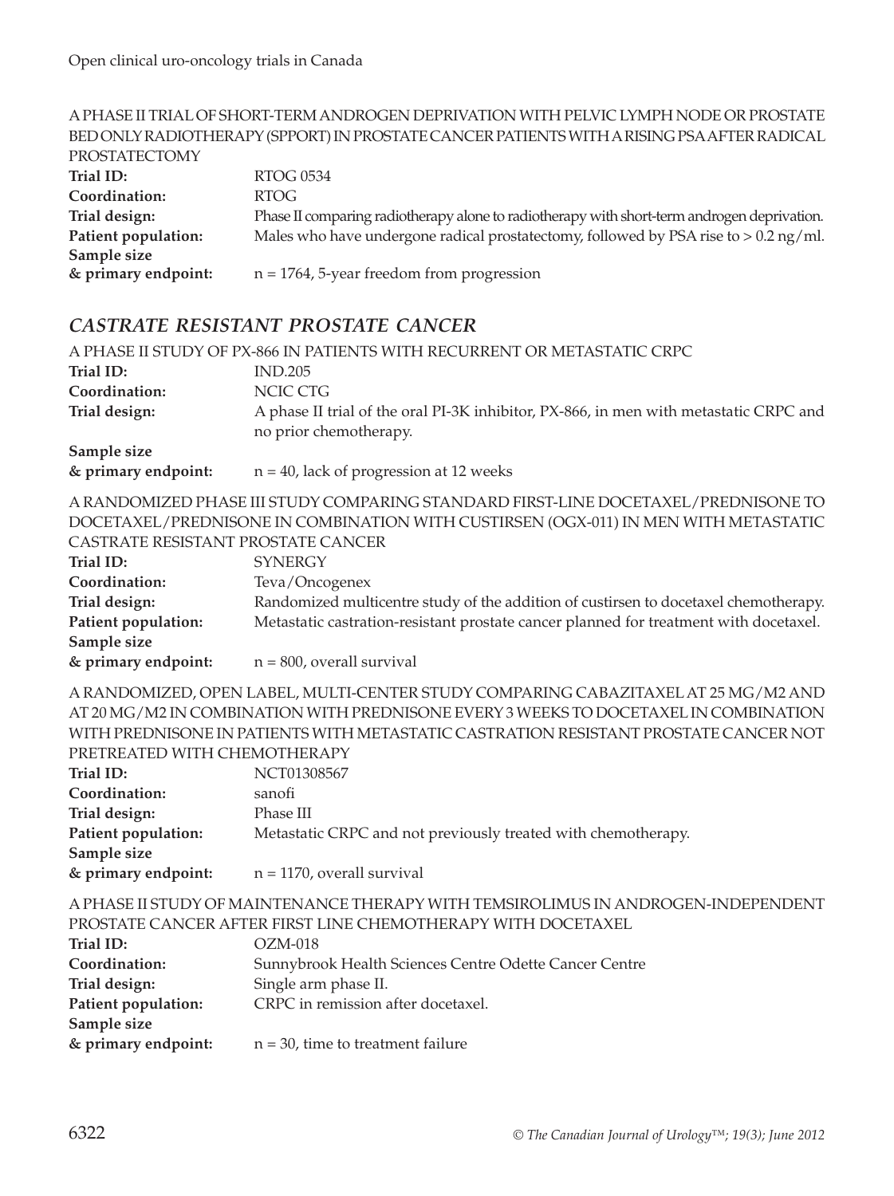A PHASE II TRIAL OF SHORT-TERM ANDROGEN DEPRIVATION WITH PELVIC LYMPH NODE OR PROSTATE BED ONLY RADIOTHERAPY (SPPORT) IN PROSTATE CANCER PATIENTS WITH A RISING PSA AFTER RADICAL PROSTATECTOMY

**Trial ID:** RTOG 0534
**Coordination:** RTOG
**Trial design:** Phase II comparing radiotherapy alone to radiotherapy with short-term androgen deprivation.
**Patient population:** Males who have undergone radical prostatectomy, followed by PSA rise to > 0.2 ng/ml.
**Sample size & primary endpoint:** n = 1764, 5-year freedom from progression

## *CASTRATE RESISTANT PROSTATE CANCER*

A PHASE II STUDY OF PX-866 IN PATIENTS WITH RECURRENT OR METASTATIC CRPC

**Trial ID:** IND.205
**Coordination:** NCIC CTG
**Trial design:** A phase II trial of the oral PI-3K inhibitor, PX-866, in men with metastatic CRPC and no prior chemotherapy.
**Sample size & primary endpoint:** n = 40, lack of progression at 12 weeks

A RANDOMIZED PHASE III STUDY COMPARING STANDARD FIRST-LINE DOCETAXEL/PREDNISONE TO DOCETAXEL/PREDNISONE IN COMBINATION WITH CUSTIRSEN (OGX-011) IN MEN WITH METASTATIC CASTRATE RESISTANT PROSTATE CANCER

**Trial ID:** SYNERGY
**Coordination:** Teva/Oncogenex
**Trial design:** Randomized multicentre study of the addition of custirsen to docetaxel chemotherapy.
**Patient population:** Metastatic castration-resistant prostate cancer planned for treatment with docetaxel.
**Sample size & primary endpoint:** n = 800, overall survival

A RANDOMIZED, OPEN LABEL, MULTI-CENTER STUDY COMPARING CABAZITAXEL AT 25 MG/M2 AND AT 20 MG/M2 IN COMBINATION WITH PREDNISONE EVERY 3 WEEKS TO DOCETAXEL IN COMBINATION WITH PREDNISONE IN PATIENTS WITH METASTATIC CASTRATION RESISTANT PROSTATE CANCER NOT PRETREATED WITH CHEMOTHERAPY

**Trial ID:** NCT01308567
**Coordination:** sanofi
**Trial design:** Phase III
**Patient population:** Metastatic CRPC and not previously treated with chemotherapy.
**Sample size & primary endpoint:** n = 1170, overall survival

A PHASE II STUDY OF MAINTENANCE THERAPY WITH TEMSIROLIMUS IN ANDROGEN-INDEPENDENT PROSTATE CANCER AFTER FIRST LINE CHEMOTHERAPY WITH DOCETAXEL

**Trial ID:** OZM-018
**Coordination:** Sunnybrook Health Sciences Centre Odette Cancer Centre
**Trial design:** Single arm phase II.
**Patient population:** CRPC in remission after docetaxel.
**Sample size & primary endpoint:** n = 30, time to treatment failure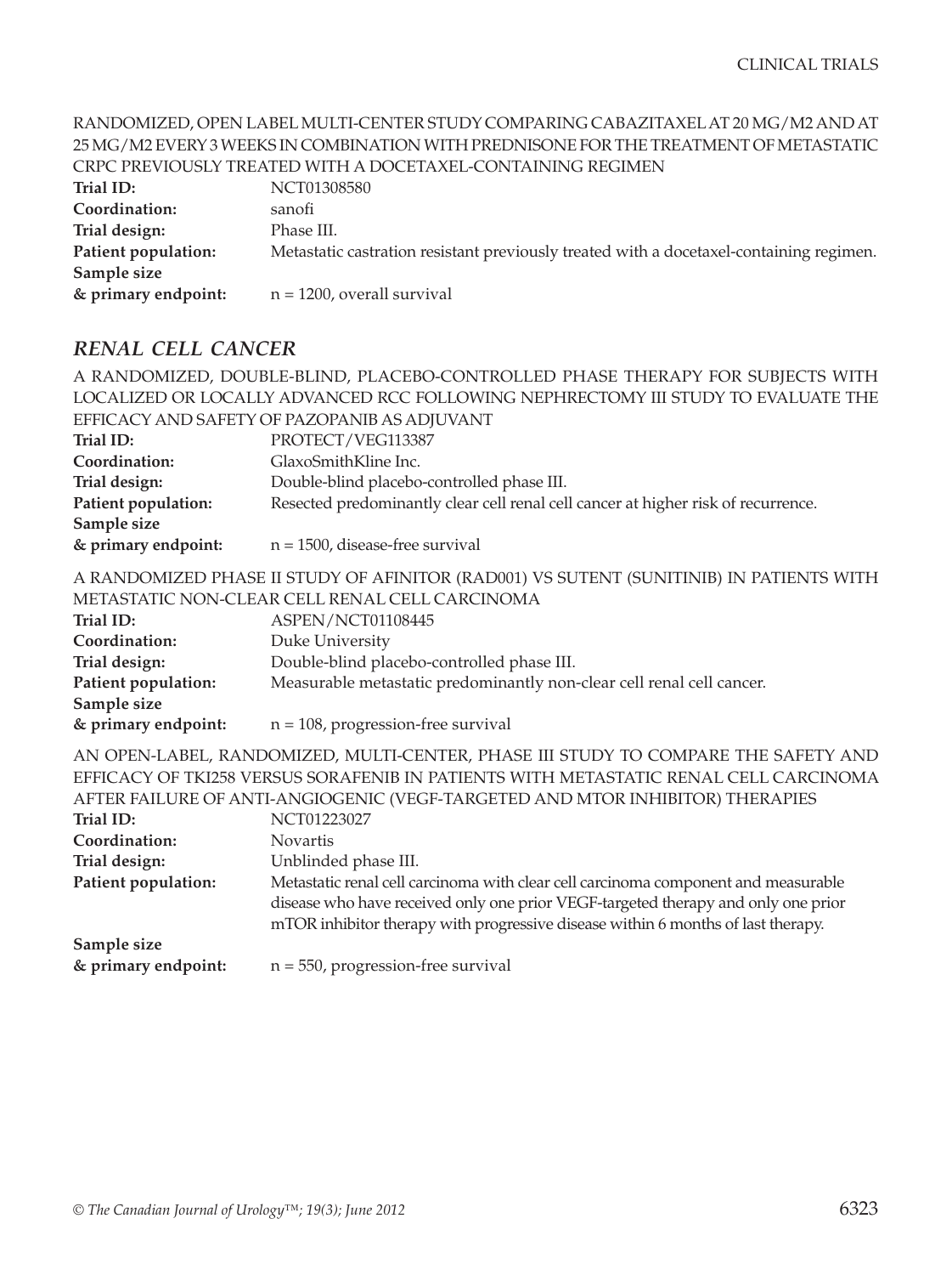RANDOMIZED, OPEN LABEL MULTI-CENTER STUDY COMPARING CABAZITAXEL AT 20 MG/M2 AND AT 25 MG/M2 EVERY 3 WEEKS IN COMBINATION WITH PREDNISONE FOR THE TREATMENT OF METASTATIC CRPC PREVIOUSLY TREATED WITH A DOCETAXEL-CONTAINING REGIMEN

**Trial ID:** NCT01308580
**Coordination:** sanofi
**Trial design:** Phase III.
**Patient population:** Metastatic castration resistant previously treated with a docetaxel-containing regimen.
**Sample size & primary endpoint:** n = 1200, overall survival

## *RENAL CELL CANCER*

A RANDOMIZED, DOUBLE-BLIND, PLACEBO-CONTROLLED PHASE THERAPY FOR SUBJECTS WITH LOCALIZED OR LOCALLY ADVANCED RCC FOLLOWING NEPHRECTOMY III STUDY TO EVALUATE THE EFFICACY AND SAFETY OF PAZOPANIB AS ADJUVANT

**Trial ID:** PROTECT/VEG113387
**Coordination:** GlaxoSmithKline Inc.
**Trial design:** Double-blind placebo-controlled phase III.
**Patient population:** Resected predominantly clear cell renal cell cancer at higher risk of recurrence.
**Sample size & primary endpoint:** n = 1500, disease-free survival

A RANDOMIZED PHASE II STUDY OF AFINITOR (RAD001) VS SUTENT (SUNITINIB) IN PATIENTS WITH METASTATIC NON-CLEAR CELL RENAL CELL CARCINOMA

**Trial ID:** ASPEN/NCT01108445
**Coordination:** Duke University
**Trial design:** Double-blind placebo-controlled phase III.
**Patient population:** Measurable metastatic predominantly non-clear cell renal cell cancer.
**Sample size & primary endpoint:** n = 108, progression-free survival

AN OPEN-LABEL, RANDOMIZED, MULTI-CENTER, PHASE III STUDY TO COMPARE THE SAFETY AND EFFICACY OF TKI258 VERSUS SORAFENIB IN PATIENTS WITH METASTATIC RENAL CELL CARCINOMA AFTER FAILURE OF ANTI-ANGIOGENIC (VEGF-TARGETED AND MTOR INHIBITOR) THERAPIES

**Trial ID:** NCT01223027
**Coordination:** Novartis
**Trial design:** Unblinded phase III.
**Patient population:** Metastatic renal cell carcinoma with clear cell carcinoma component and measurable disease who have received only one prior VEGF-targeted therapy and only one prior mTOR inhibitor therapy with progressive disease within 6 months of last therapy.
**Sample size & primary endpoint:** n = 550, progression-free survival